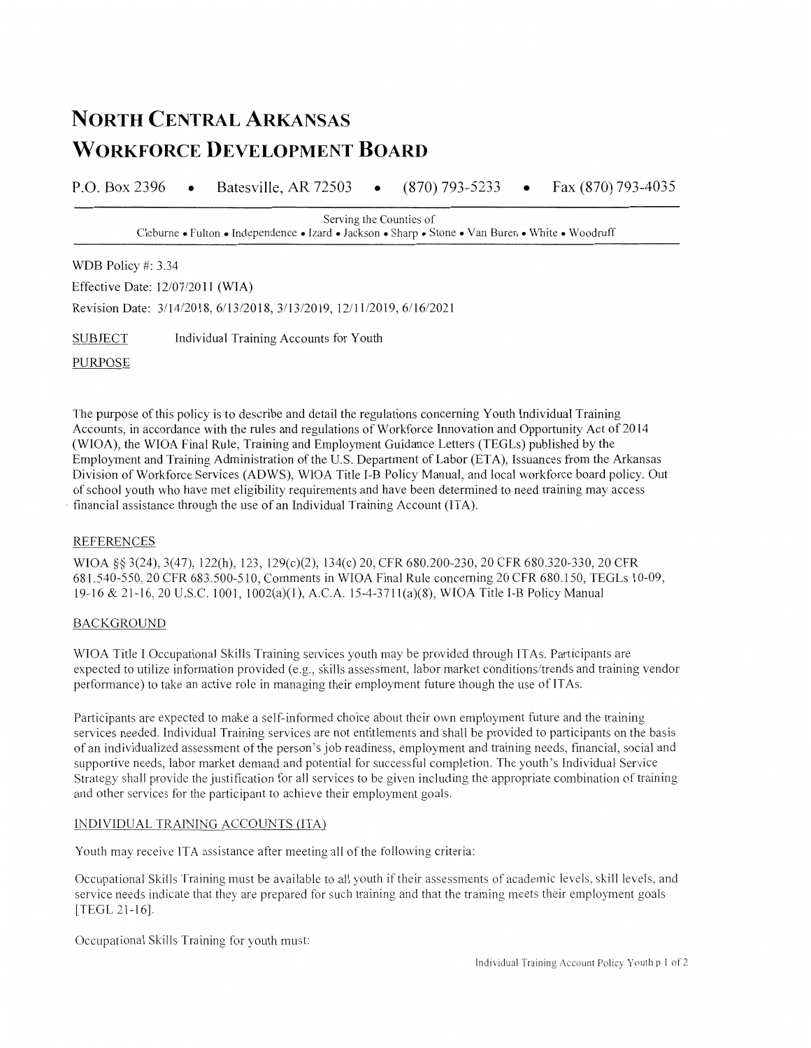// Letterhead

# NORTH CENTRAL ARKANSAS WORKFORCE DEVELOPMENT BOARD

P.O. Box 2396 • Batesville, AR 72503 • (870) 793-5233 • Fax (870) 793-4035

Serving the Counties of
Cleburne • Fulton • Independence • Izard • Jackson • Sharp • Stone • Van Buren • White • Woodruff

WDB Policy #: 3.34

Effective Date: 12/07/2011 (WIA)

Revision Date: 3/14/2018, 6/13/2018, 3/13/2019, 12/11/2019, 6/16/2021

SUBJECT Individual Training Accounts for Youth

## PURPOSE

The purpose of this policy is to describe and detail the regulations concerning Youth Individual Training Accounts, in accordance with the rules and regulations of Workforce Innovation and Opportunity Act of 2014 (WIOA), the WIOA Final Rule, Training and Employment Guidance Letters (TEGLs) published by the Employment and Training Administration of the U.S. Department of Labor (ETA), Issuances from the Arkansas Division of Workforce Services (ADWS), WIOA Title I-B Policy Manual, and local workforce board policy. Out of school youth who have met eligibility requirements and have been determined to need training may access financial assistance through the use of an Individual Training Account (ITA).

## REFERENCES

WIOA §§ 3(24), 3(47), 122(h), 123, 129(c)(2), 134(c) 20, CFR 680.200-230, 20 CFR 680.320-330, 20 CFR 681.540-550, 20 CFR 683.500-510, Comments in WIOA Final Rule concerning 20 CFR 680.150, TEGLs 10-09, 19-16 & 21-16, 20 U.S.C. 1001, 1002(a)(1), A.C.A. 15-4-3711(a)(8), WIOA Title I-B Policy Manual

## BACKGROUND

WIOA Title I Occupational Skills Training services youth may be provided through ITAs. Participants are expected to utilize information provided (e.g., skills assessment, labor market conditions/trends and training vendor performance) to take an active role in managing their employment future though the use of ITAs.

Participants are expected to make a self-informed choice about their own employment future and the training services needed. Individual Training services are not entitlements and shall be provided to participants on the basis of an individualized assessment of the person's job readiness, employment and training needs, financial, social and supportive needs, labor market demand and potential for successful completion. The youth's Individual Service Strategy shall provide the justification for all services to be given including the appropriate combination of training and other services for the participant to achieve their employment goals.

## INDIVIDUAL TRAINING ACCOUNTS (ITA)

Youth may receive ITA assistance after meeting all of the following criteria:

Occupational Skills Training must be available to all youth if their assessments of academic levels, skill levels, and service needs indicate that they are prepared for such training and that the training meets their employment goals [TEGL 21-16].

Occupational Skills Training for youth must: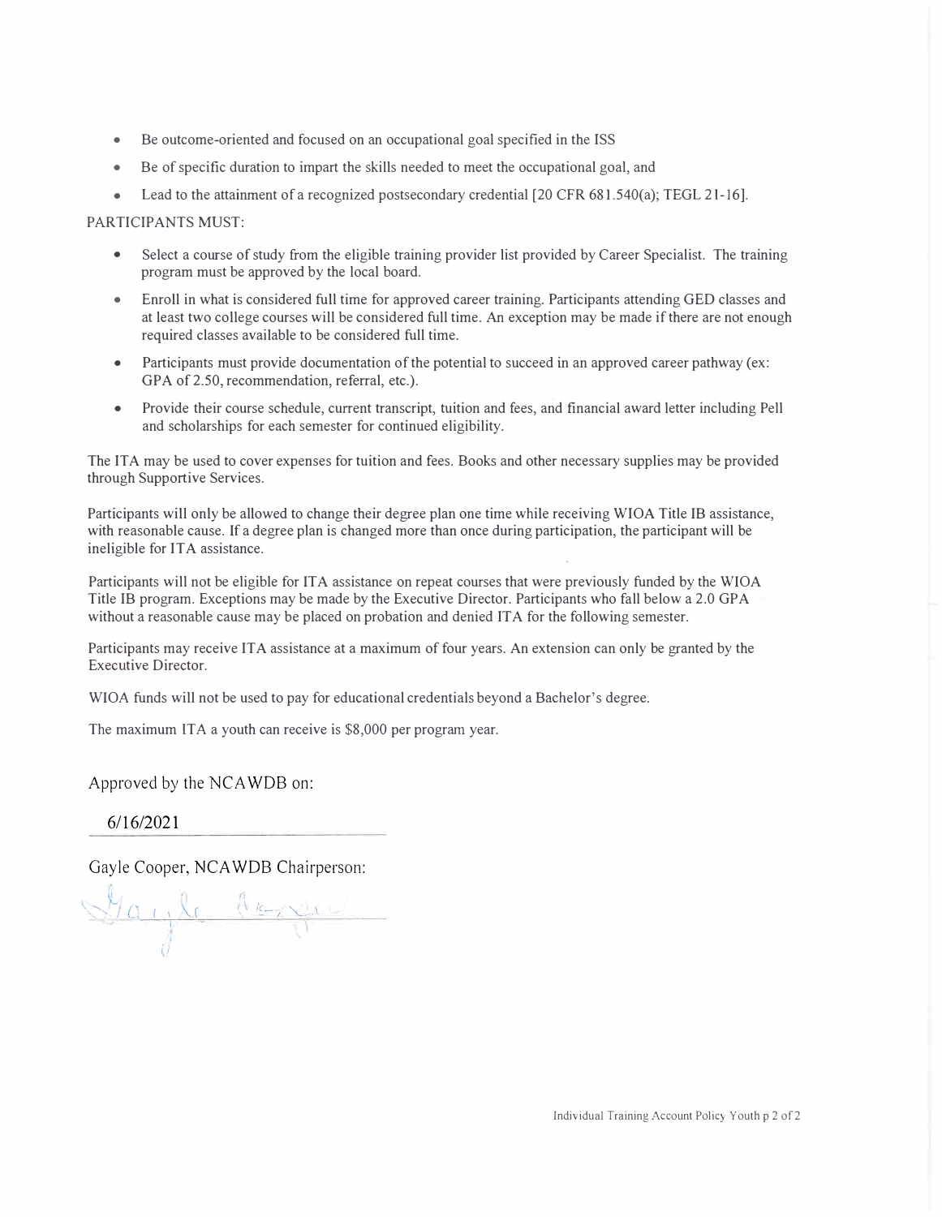- Be outcome-oriented and focused on an occupational goal specified in the ISS
- Be of specific duration to impart the skills needed to meet the occupational goal, and
- Lead to the attainment of a recognized postsecondary credential [20 CFR 681.540(a); TEGL 21-16].

PARTICIPANTS MUST:

- Select a course of study from the eligible training provider list provided by Career Specialist. The training program must be approved by the local board.
- Enroll in what is considered full time for approved career training. Participants attending GED classes and at least two college courses will be considered full time. An exception may be made if there are not enough required classes available to be considered full time.
- Participants must provide documentation of the potential to succeed in an approved career pathway (ex: GPA of 2.50, recommendation, referral, etc.).
- Provide their course schedule, current transcript, tuition and fees, and financial award letter including Pell and scholarships for each semester for continued eligibility.

The ITA may be used to cover expenses for tuition and fees. Books and other necessary supplies may be provided through Supportive Services.

Participants will only be allowed to change their degree plan one time while receiving WIOA Title IB assistance, with reasonable cause. If a degree plan is changed more than once during participation, the participant will be ineligible for ITA assistance.

Participants will not be eligible for ITA assistance on repeat courses that were previously funded by the WIOA Title IB program. Exceptions may be made by the Executive Director. Participants who fall below a 2.0 GPA without a reasonable cause may be placed on probation and denied ITA for the following semester.

Participants may receive ITA assistance at a maximum of four years. An extension can only be granted by the Executive Director.

WIOA funds will not be used to pay for educational credentials beyond a Bachelor's degree.

The maximum ITA a youth can receive is $8,000 per program year.

Approved by the NCAWDB on:

6/16/2021

Gayle Cooper, NCAWDB Chairperson:

Gayle Cooper